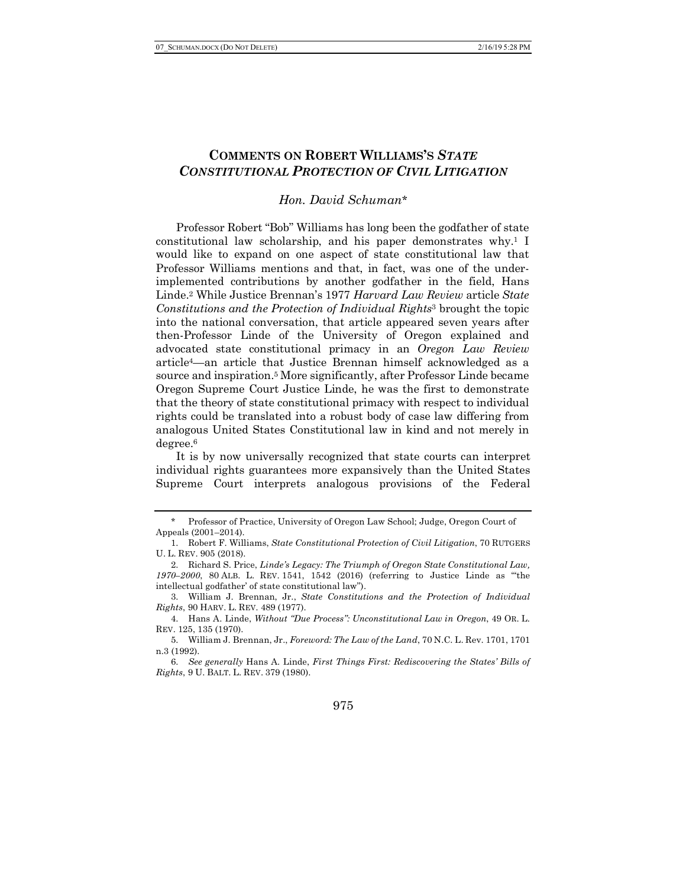# COMMENTS ON ROBERT WILLIAMS'S *STATE CONSTITUTIONAL PROTECTION OF CIVIL LITIGATION*

*Hon. David Schuman**

Professor Robert "Bob" Williams has long been the godfather of state constitutional law scholarship, and his paper demonstrates why.[1] I would like to expand on one aspect of state constitutional law that Professor Williams mentions and that, in fact, was one of the under-implemented contributions by another godfather in the field, Hans Linde.[2] While Justice Brennan's 1977 *Harvard Law Review* article *State Constitutions and the Protection of Individual Rights*[3] brought the topic into the national conversation, that article appeared seven years after then-Professor Linde of the University of Oregon explained and advocated state constitutional primacy in an *Oregon Law Review* article[4]—an article that Justice Brennan himself acknowledged as a source and inspiration.[5] More significantly, after Professor Linde became Oregon Supreme Court Justice Linde, he was the first to demonstrate that the theory of state constitutional primacy with respect to individual rights could be translated into a robust body of case law differing from analogous United States Constitutional law in kind and not merely in degree.[6]

It is by now universally recognized that state courts can interpret individual rights guarantees more expansively than the United States Supreme Court interprets analogous provisions of the Federal

---

\* Professor of Practice, University of Oregon Law School; Judge, Oregon Court of Appeals (2001–2014).

1. Robert F. Williams, *State Constitutional Protection of Civil Litigation*, 70 RUTGERS U. L. REV. 905 (2018).

2. Richard S. Price, *Linde's Legacy: The Triumph of Oregon State Constitutional Law, 1970–2000*, 80 ALB. L. REV. 1541, 1542 (2016) (referring to Justice Linde as "'the intellectual godfather' of state constitutional law").

3. William J. Brennan, Jr., *State Constitutions and the Protection of Individual Rights*, 90 HARV. L. REV. 489 (1977).

4. Hans A. Linde, *Without "Due Process": Unconstitutional Law in Oregon*, 49 OR. L. REV. 125, 135 (1970).

5. William J. Brennan, Jr., *Foreword: The Law of the Land*, 70 N.C. L. Rev. 1701, 1701 n.3 (1992).

6. *See generally* Hans A. Linde, *First Things First: Rediscovering the States' Bills of Rights*, 9 U. BALT. L. REV. 379 (1980).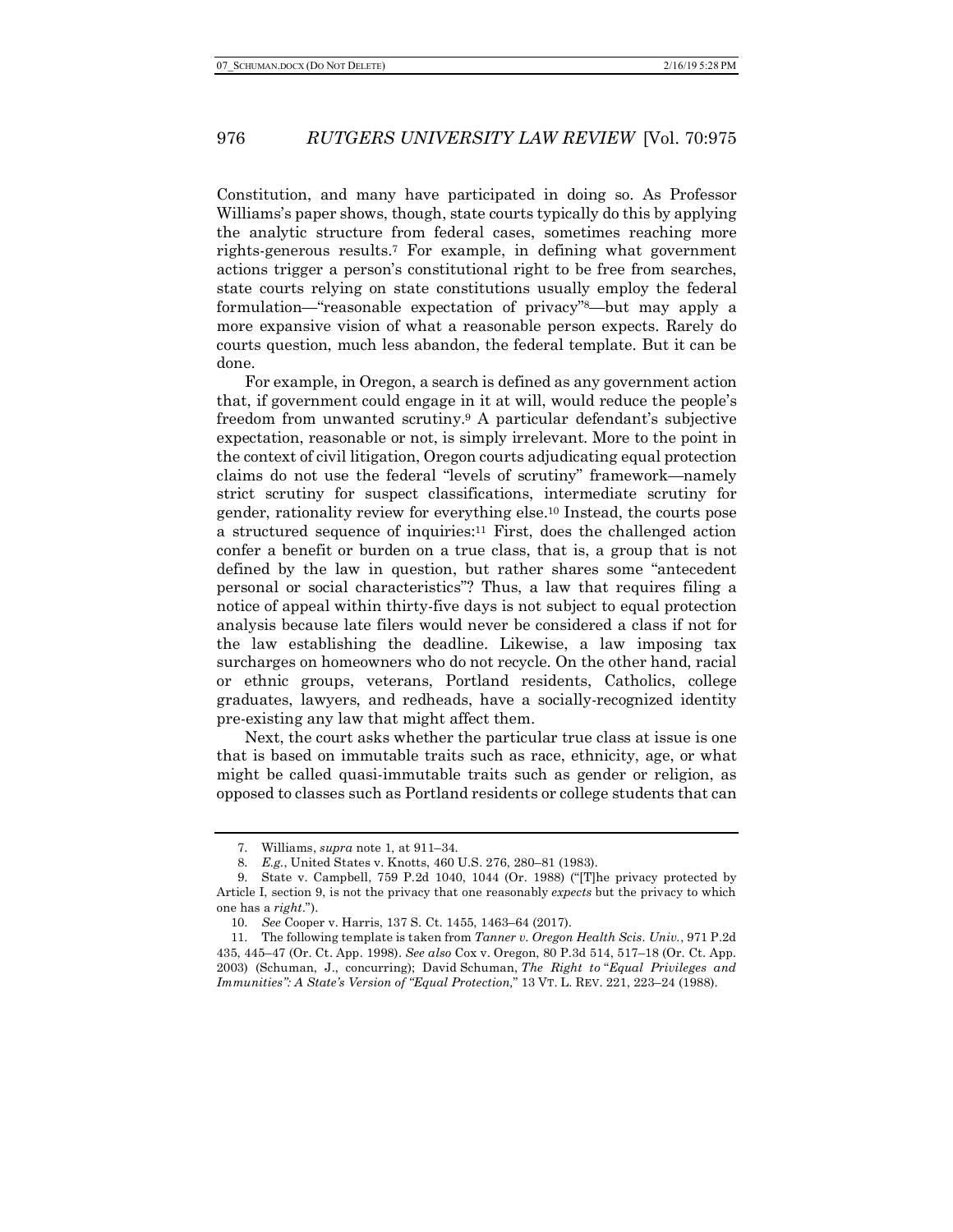Constitution, and many have participated in doing so. As Professor Williams's paper shows, though, state courts typically do this by applying the analytic structure from federal cases, sometimes reaching more rights-generous results.[7] For example, in defining what government actions trigger a person's constitutional right to be free from searches, state courts relying on state constitutions usually employ the federal formulation—"reasonable expectation of privacy"[8]—but may apply a more expansive vision of what a reasonable person expects. Rarely do courts question, much less abandon, the federal template. But it can be done.

For example, in Oregon, a search is defined as any government action that, if government could engage in it at will, would reduce the people's freedom from unwanted scrutiny.[9] A particular defendant's subjective expectation, reasonable or not, is simply irrelevant. More to the point in the context of civil litigation, Oregon courts adjudicating equal protection claims do not use the federal "levels of scrutiny" framework—namely strict scrutiny for suspect classifications, intermediate scrutiny for gender, rationality review for everything else.[10] Instead, the courts pose a structured sequence of inquiries:[11] First, does the challenged action confer a benefit or burden on a true class, that is, a group that is not defined by the law in question, but rather shares some "antecedent personal or social characteristics"? Thus, a law that requires filing a notice of appeal within thirty-five days is not subject to equal protection analysis because late filers would never be considered a class if not for the law establishing the deadline. Likewise, a law imposing tax surcharges on homeowners who do not recycle. On the other hand, racial or ethnic groups, veterans, Portland residents, Catholics, college graduates, lawyers, and redheads, have a socially-recognized identity pre-existing any law that might affect them.

Next, the court asks whether the particular true class at issue is one that is based on immutable traits such as race, ethnicity, age, or what might be called quasi-immutable traits such as gender or religion, as opposed to classes such as Portland residents or college students that can

---

7. Williams, *supra* note 1, at 911–34.

8. *E.g.*, United States v. Knotts, 460 U.S. 276, 280–81 (1983).

9. State v. Campbell, 759 P.2d 1040, 1044 (Or. 1988) ("[T]he privacy protected by Article I, section 9, is not the privacy that one reasonably *expects* but the privacy to which one has a *right*.").

10. *See* Cooper v. Harris, 137 S. Ct. 1455, 1463–64 (2017).

11. The following template is taken from *Tanner v. Oregon Health Scis. Univ.*, 971 P.2d 435, 445–47 (Or. Ct. App. 1998). *See also* Cox v. Oregon, 80 P.3d 514, 517–18 (Or. Ct. App. 2003) (Schuman, J., concurring); David Schuman, *The Right to "Equal Privileges and Immunities": A State's Version of "Equal Protection,"* 13 VT. L. REV. 221, 223–24 (1988).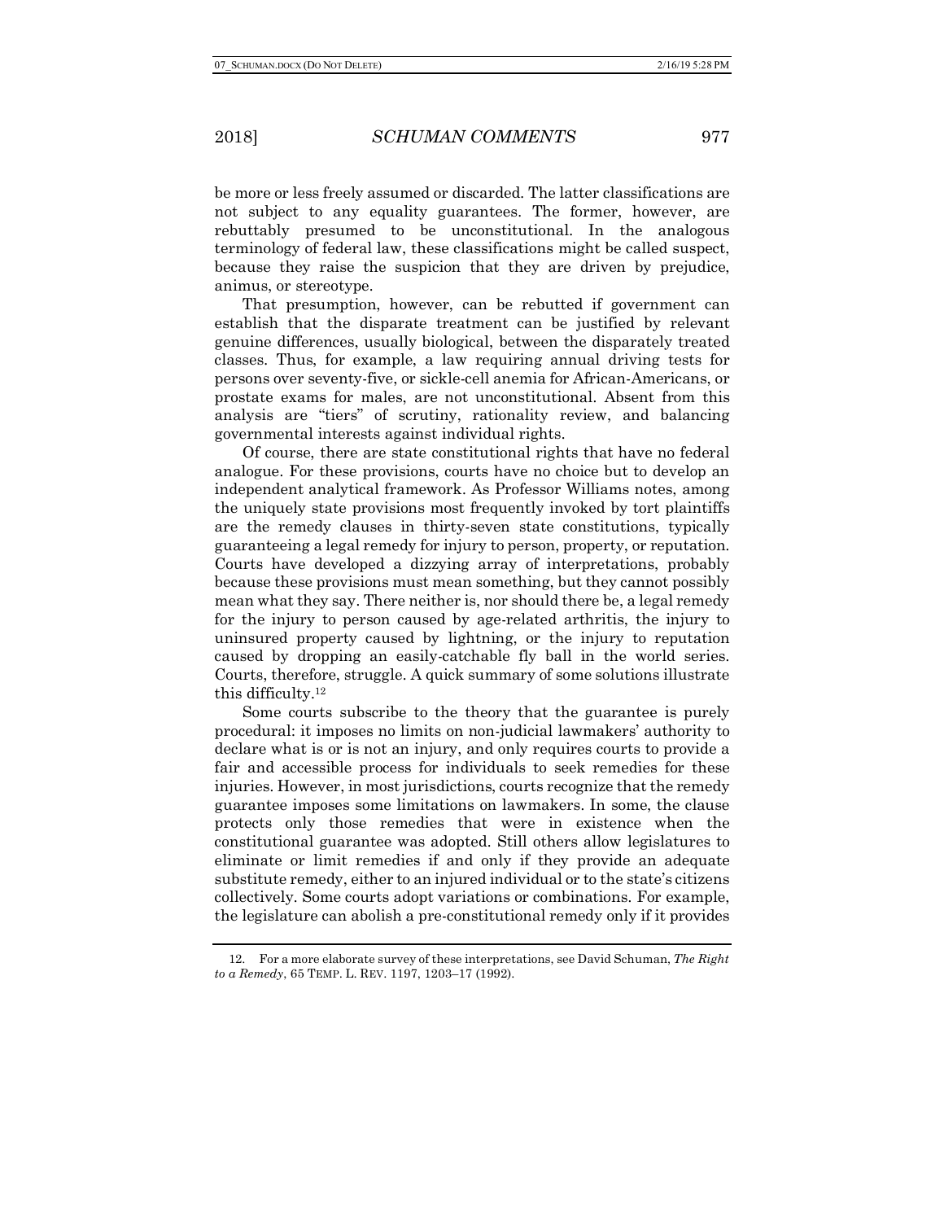be more or less freely assumed or discarded. The latter classifications are not subject to any equality guarantees. The former, however, are rebuttably presumed to be unconstitutional. In the analogous terminology of federal law, these classifications might be called suspect, because they raise the suspicion that they are driven by prejudice, animus, or stereotype.

That presumption, however, can be rebutted if government can establish that the disparate treatment can be justified by relevant genuine differences, usually biological, between the disparately treated classes. Thus, for example, a law requiring annual driving tests for persons over seventy-five, or sickle-cell anemia for African-Americans, or prostate exams for males, are not unconstitutional. Absent from this analysis are "tiers" of scrutiny, rationality review, and balancing governmental interests against individual rights.

Of course, there are state constitutional rights that have no federal analogue. For these provisions, courts have no choice but to develop an independent analytical framework. As Professor Williams notes, among the uniquely state provisions most frequently invoked by tort plaintiffs are the remedy clauses in thirty-seven state constitutions, typically guaranteeing a legal remedy for injury to person, property, or reputation. Courts have developed a dizzying array of interpretations, probably because these provisions must mean something, but they cannot possibly mean what they say. There neither is, nor should there be, a legal remedy for the injury to person caused by age-related arthritis, the injury to uninsured property caused by lightning, or the injury to reputation caused by dropping an easily-catchable fly ball in the world series. Courts, therefore, struggle. A quick summary of some solutions illustrate this difficulty.[12]

Some courts subscribe to the theory that the guarantee is purely procedural: it imposes no limits on non-judicial lawmakers' authority to declare what is or is not an injury, and only requires courts to provide a fair and accessible process for individuals to seek remedies for these injuries. However, in most jurisdictions, courts recognize that the remedy guarantee imposes some limitations on lawmakers. In some, the clause protects only those remedies that were in existence when the constitutional guarantee was adopted. Still others allow legislatures to eliminate or limit remedies if and only if they provide an adequate substitute remedy, either to an injured individual or to the state's citizens collectively. Some courts adopt variations or combinations. For example, the legislature can abolish a pre-constitutional remedy only if it provides

---

12. For a more elaborate survey of these interpretations, see David Schuman, *The Right to a Remedy*, 65 TEMP. L. REV. 1197, 1203–17 (1992).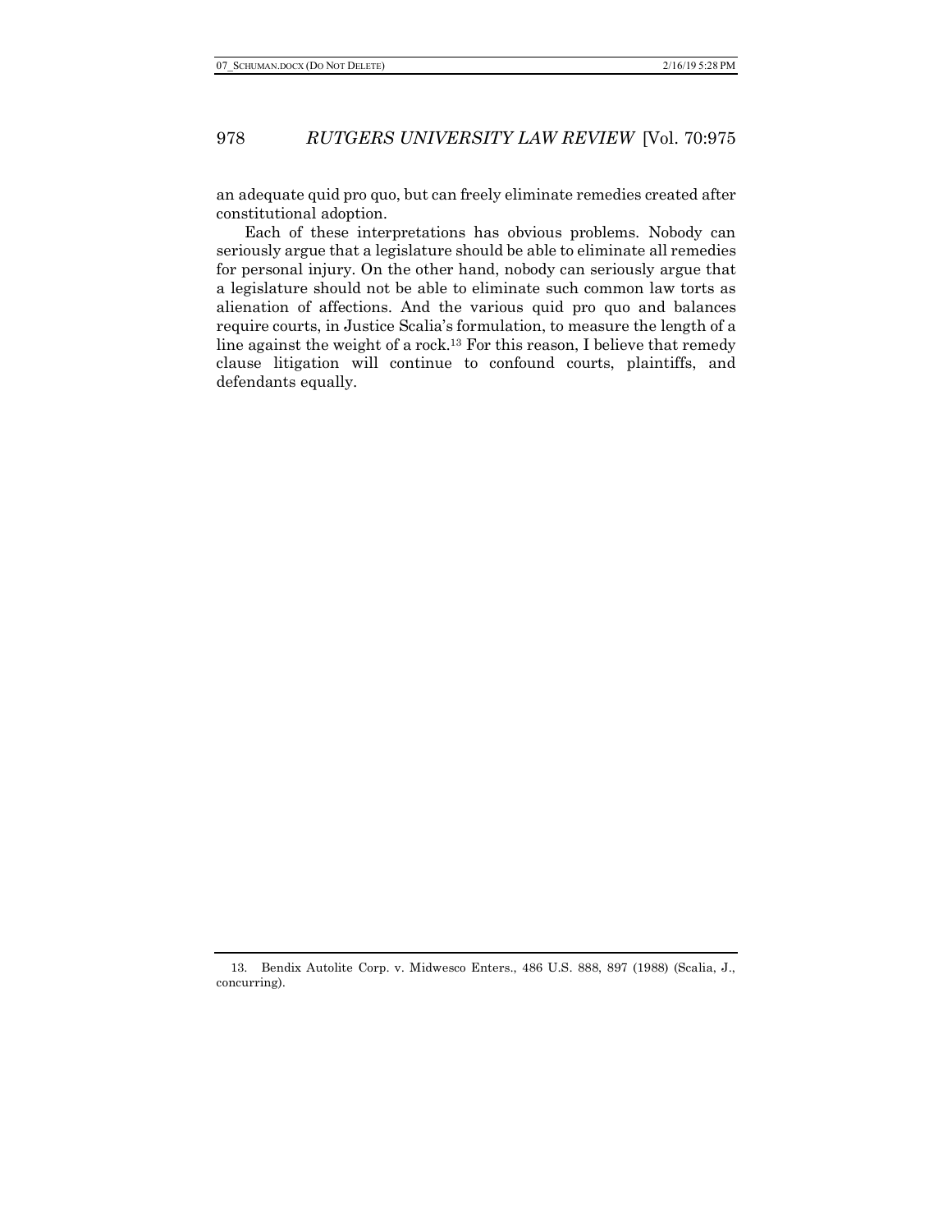an adequate quid pro quo, but can freely eliminate remedies created after constitutional adoption.

Each of these interpretations has obvious problems. Nobody can seriously argue that a legislature should be able to eliminate all remedies for personal injury. On the other hand, nobody can seriously argue that a legislature should not be able to eliminate such common law torts as alienation of affections. And the various quid pro quo and balances require courts, in Justice Scalia's formulation, to measure the length of a line against the weight of a rock.[13] For this reason, I believe that remedy clause litigation will continue to confound courts, plaintiffs, and defendants equally.

---

13. Bendix Autolite Corp. v. Midwesco Enters., 486 U.S. 888, 897 (1988) (Scalia, J., concurring).